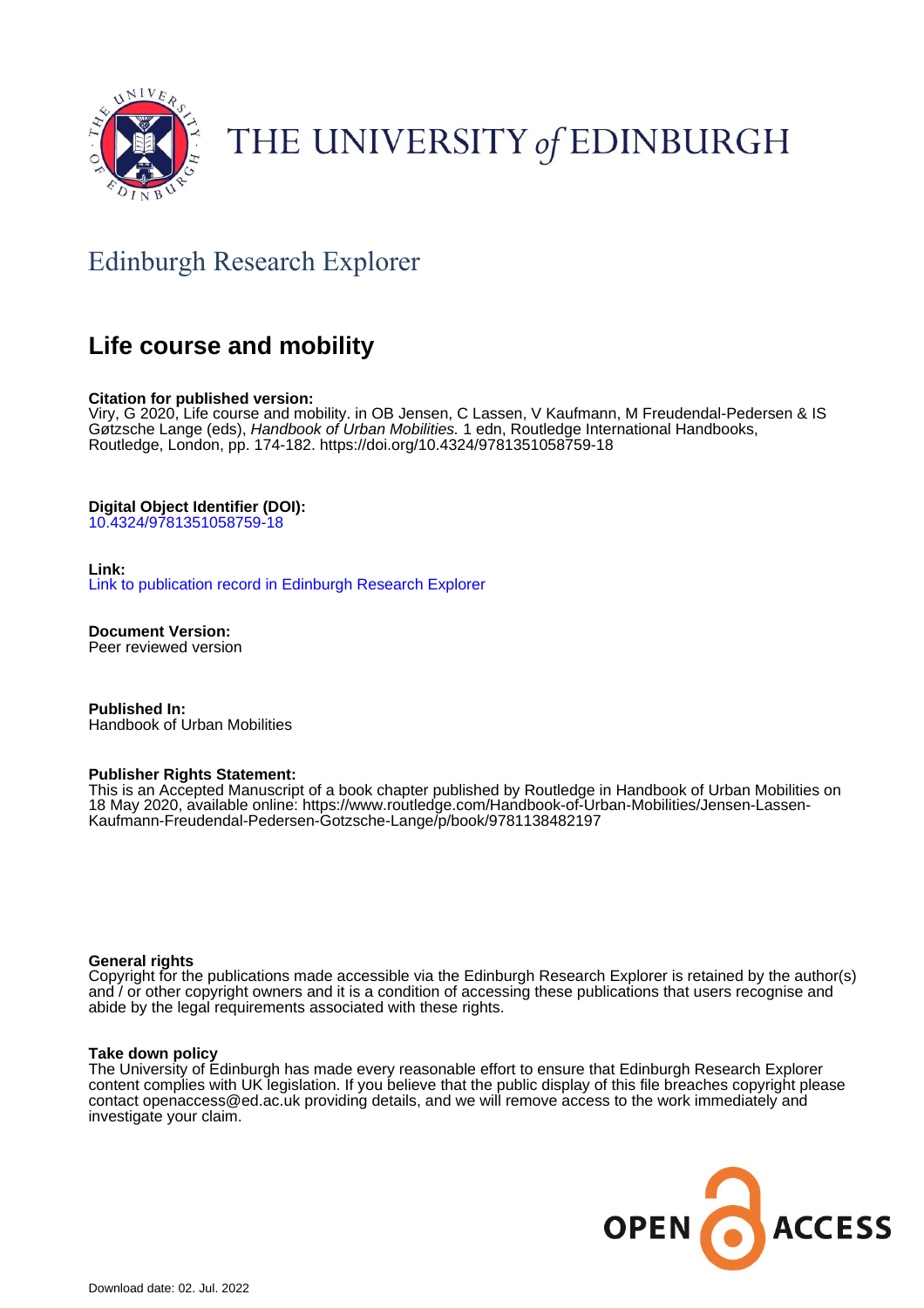THE UNIVERSITY *of* EDINBURGH

Edinburgh Research Explorer

# Life course and mobility

**Citation for published version:**
Viry, G 2020, Life course and mobility. in OB Jensen, C Lassen, V Kaufmann, M Freudendal-Pedersen & IS Gøtzsche Lange (eds), *Handbook of Urban Mobilities.* 1 edn, Routledge International Handbooks, Routledge, London, pp. 174-182. https://doi.org/10.4324/9781351058759-18

**Digital Object Identifier (DOI):**
10.4324/9781351058759-18

**Link:**
Link to publication record in Edinburgh Research Explorer

**Document Version:**
Peer reviewed version

**Published In:**
Handbook of Urban Mobilities

**Publisher Rights Statement:**
This is an Accepted Manuscript of a book chapter published by Routledge in Handbook of Urban Mobilities on 18 May 2020, available online: https://www.routledge.com/Handbook-of-Urban-Mobilities/Jensen-Lassen-Kaufmann-Freudendal-Pedersen-Gotzsche-Lange/p/book/9781138482197

**General rights**
Copyright for the publications made accessible via the Edinburgh Research Explorer is retained by the author(s) and / or other copyright owners and it is a condition of accessing these publications that users recognise and abide by the legal requirements associated with these rights.

**Take down policy**
The University of Edinburgh has made every reasonable effort to ensure that Edinburgh Research Explorer content complies with UK legislation. If you believe that the public display of this file breaches copyright please contact openaccess@ed.ac.uk providing details, and we will remove access to the work immediately and investigate your claim.

Download date: 02. Jul. 2022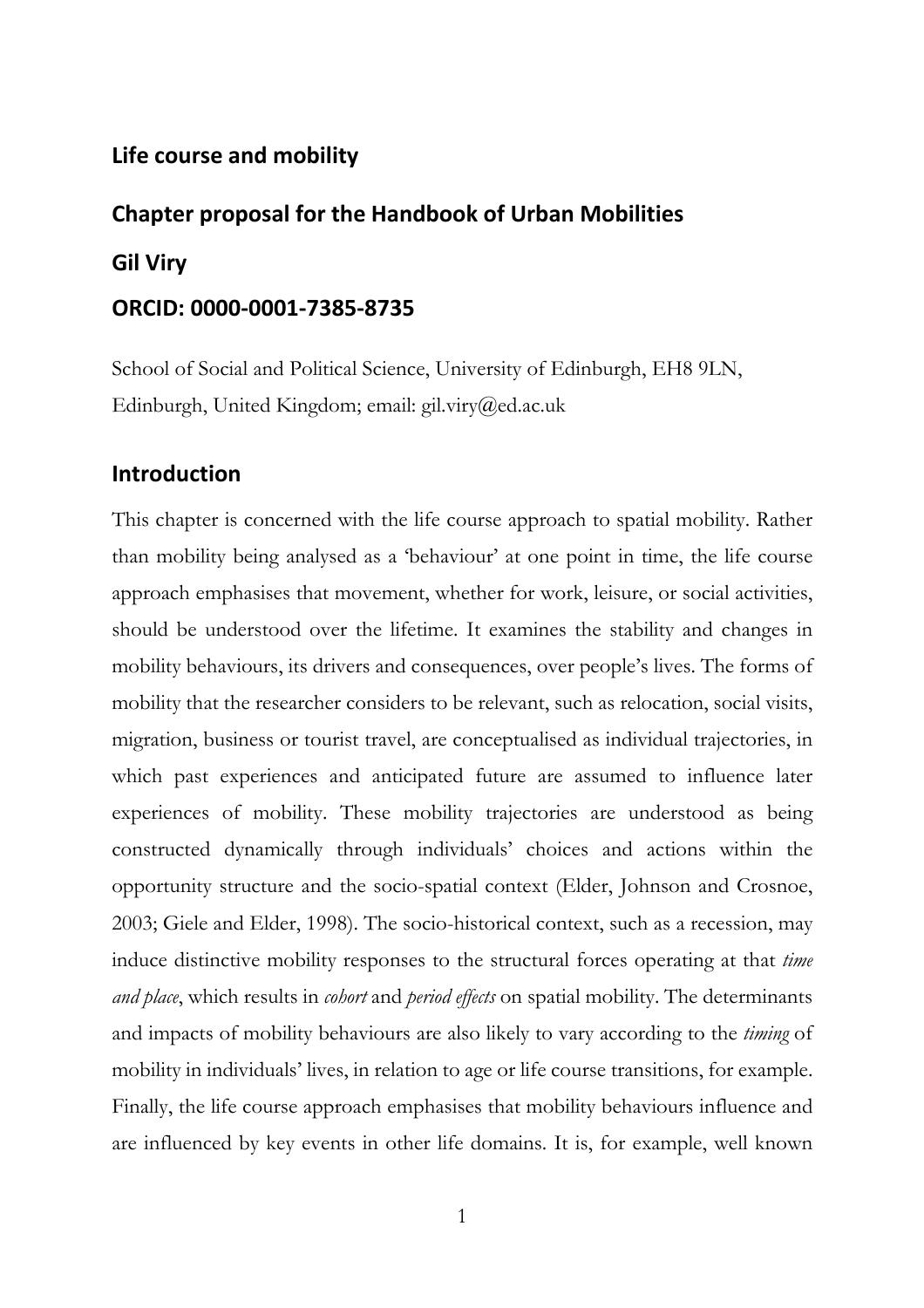## Life course and mobility

## Chapter proposal for the Handbook of Urban Mobilities

## Gil Viry

## ORCID: 0000-0001-7385-8735

School of Social and Political Science, University of Edinburgh, EH8 9LN, Edinburgh, United Kingdom; email: gil.viry@ed.ac.uk

## Introduction

This chapter is concerned with the life course approach to spatial mobility. Rather than mobility being analysed as a 'behaviour' at one point in time, the life course approach emphasises that movement, whether for work, leisure, or social activities, should be understood over the lifetime. It examines the stability and changes in mobility behaviours, its drivers and consequences, over people's lives. The forms of mobility that the researcher considers to be relevant, such as relocation, social visits, migration, business or tourist travel, are conceptualised as individual trajectories, in which past experiences and anticipated future are assumed to influence later experiences of mobility. These mobility trajectories are understood as being constructed dynamically through individuals' choices and actions within the opportunity structure and the socio-spatial context (Elder, Johnson and Crosnoe, 2003; Giele and Elder, 1998). The socio-historical context, such as a recession, may induce distinctive mobility responses to the structural forces operating at that *time and place*, which results in *cohort* and *period effects* on spatial mobility. The determinants and impacts of mobility behaviours are also likely to vary according to the *timing* of mobility in individuals' lives, in relation to age or life course transitions, for example. Finally, the life course approach emphasises that mobility behaviours influence and are influenced by key events in other life domains. It is, for example, well known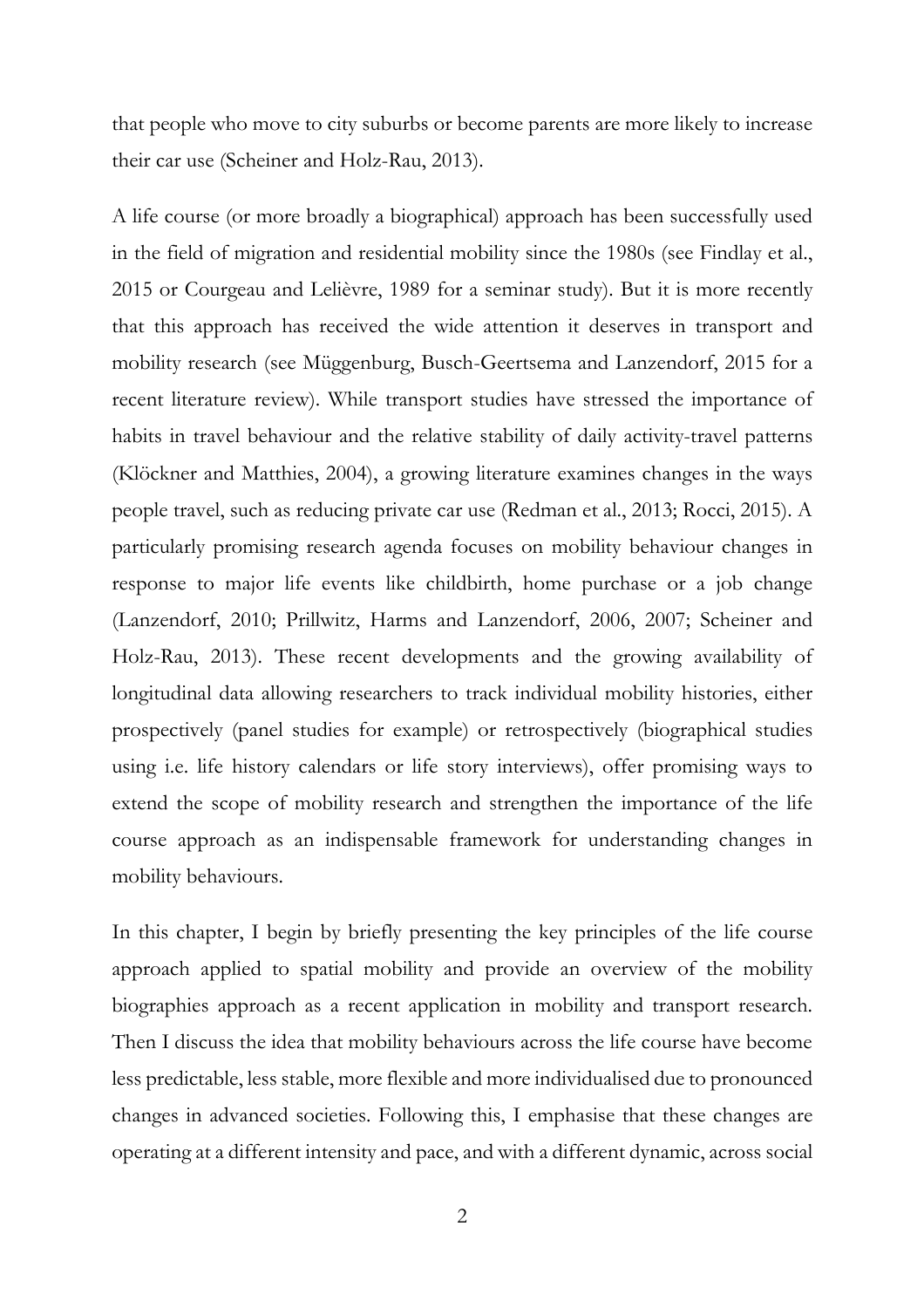that people who move to city suburbs or become parents are more likely to increase their car use (Scheiner and Holz-Rau, 2013).

A life course (or more broadly a biographical) approach has been successfully used in the field of migration and residential mobility since the 1980s (see Findlay et al., 2015 or Courgeau and Lelièvre, 1989 for a seminar study). But it is more recently that this approach has received the wide attention it deserves in transport and mobility research (see Müggenburg, Busch-Geertsema and Lanzendorf, 2015 for a recent literature review). While transport studies have stressed the importance of habits in travel behaviour and the relative stability of daily activity-travel patterns (Klöckner and Matthies, 2004), a growing literature examines changes in the ways people travel, such as reducing private car use (Redman et al., 2013; Rocci, 2015). A particularly promising research agenda focuses on mobility behaviour changes in response to major life events like childbirth, home purchase or a job change (Lanzendorf, 2010; Prillwitz, Harms and Lanzendorf, 2006, 2007; Scheiner and Holz-Rau, 2013). These recent developments and the growing availability of longitudinal data allowing researchers to track individual mobility histories, either prospectively (panel studies for example) or retrospectively (biographical studies using i.e. life history calendars or life story interviews), offer promising ways to extend the scope of mobility research and strengthen the importance of the life course approach as an indispensable framework for understanding changes in mobility behaviours.

In this chapter, I begin by briefly presenting the key principles of the life course approach applied to spatial mobility and provide an overview of the mobility biographies approach as a recent application in mobility and transport research. Then I discuss the idea that mobility behaviours across the life course have become less predictable, less stable, more flexible and more individualised due to pronounced changes in advanced societies. Following this, I emphasise that these changes are operating at a different intensity and pace, and with a different dynamic, across social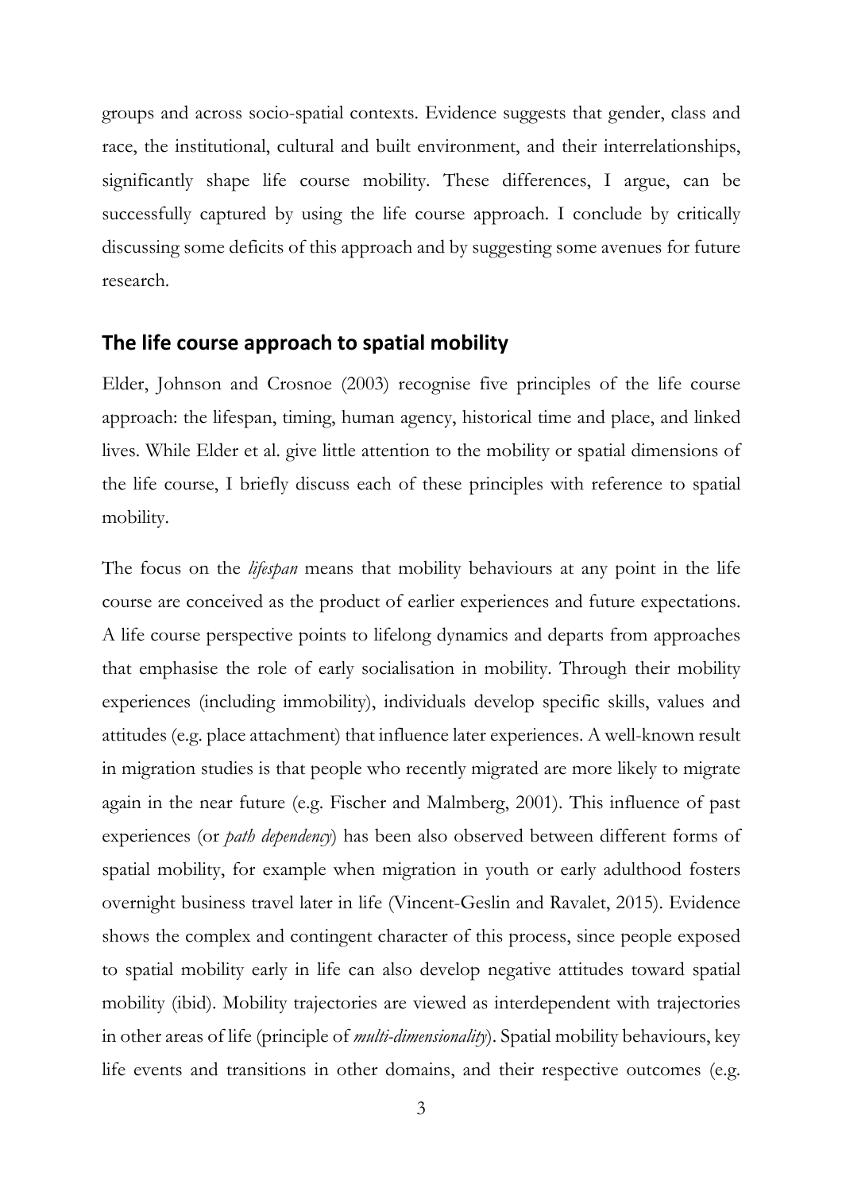groups and across socio-spatial contexts. Evidence suggests that gender, class and race, the institutional, cultural and built environment, and their interrelationships, significantly shape life course mobility. These differences, I argue, can be successfully captured by using the life course approach. I conclude by critically discussing some deficits of this approach and by suggesting some avenues for future research.

## The life course approach to spatial mobility

Elder, Johnson and Crosnoe (2003) recognise five principles of the life course approach: the lifespan, timing, human agency, historical time and place, and linked lives. While Elder et al. give little attention to the mobility or spatial dimensions of the life course, I briefly discuss each of these principles with reference to spatial mobility.

The focus on the *lifespan* means that mobility behaviours at any point in the life course are conceived as the product of earlier experiences and future expectations. A life course perspective points to lifelong dynamics and departs from approaches that emphasise the role of early socialisation in mobility. Through their mobility experiences (including immobility), individuals develop specific skills, values and attitudes (e.g. place attachment) that influence later experiences. A well-known result in migration studies is that people who recently migrated are more likely to migrate again in the near future (e.g. Fischer and Malmberg, 2001). This influence of past experiences (or *path dependency*) has been also observed between different forms of spatial mobility, for example when migration in youth or early adulthood fosters overnight business travel later in life (Vincent-Geslin and Ravalet, 2015). Evidence shows the complex and contingent character of this process, since people exposed to spatial mobility early in life can also develop negative attitudes toward spatial mobility (ibid). Mobility trajectories are viewed as interdependent with trajectories in other areas of life (principle of *multi-dimensionality*). Spatial mobility behaviours, key life events and transitions in other domains, and their respective outcomes (e.g.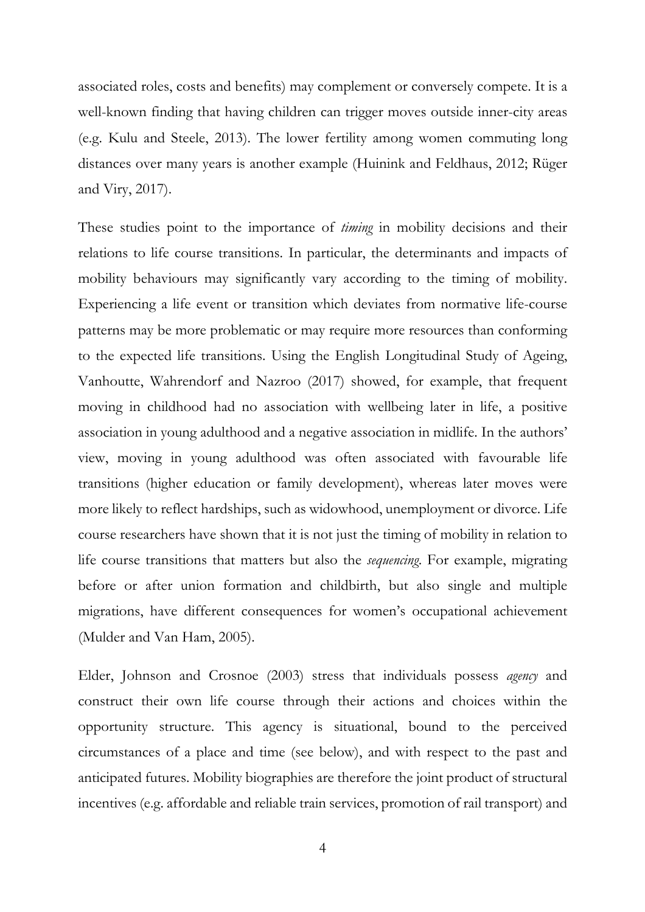associated roles, costs and benefits) may complement or conversely compete. It is a well-known finding that having children can trigger moves outside inner-city areas (e.g. Kulu and Steele, 2013). The lower fertility among women commuting long distances over many years is another example (Huinink and Feldhaus, 2012; Rüger and Viry, 2017).

These studies point to the importance of *timing* in mobility decisions and their relations to life course transitions. In particular, the determinants and impacts of mobility behaviours may significantly vary according to the timing of mobility. Experiencing a life event or transition which deviates from normative life-course patterns may be more problematic or may require more resources than conforming to the expected life transitions. Using the English Longitudinal Study of Ageing, Vanhoutte, Wahrendorf and Nazroo (2017) showed, for example, that frequent moving in childhood had no association with wellbeing later in life, a positive association in young adulthood and a negative association in midlife. In the authors' view, moving in young adulthood was often associated with favourable life transitions (higher education or family development), whereas later moves were more likely to reflect hardships, such as widowhood, unemployment or divorce. Life course researchers have shown that it is not just the timing of mobility in relation to life course transitions that matters but also the *sequencing*. For example, migrating before or after union formation and childbirth, but also single and multiple migrations, have different consequences for women's occupational achievement (Mulder and Van Ham, 2005).

Elder, Johnson and Crosnoe (2003) stress that individuals possess *agency* and construct their own life course through their actions and choices within the opportunity structure. This agency is situational, bound to the perceived circumstances of a place and time (see below), and with respect to the past and anticipated futures. Mobility biographies are therefore the joint product of structural incentives (e.g. affordable and reliable train services, promotion of rail transport) and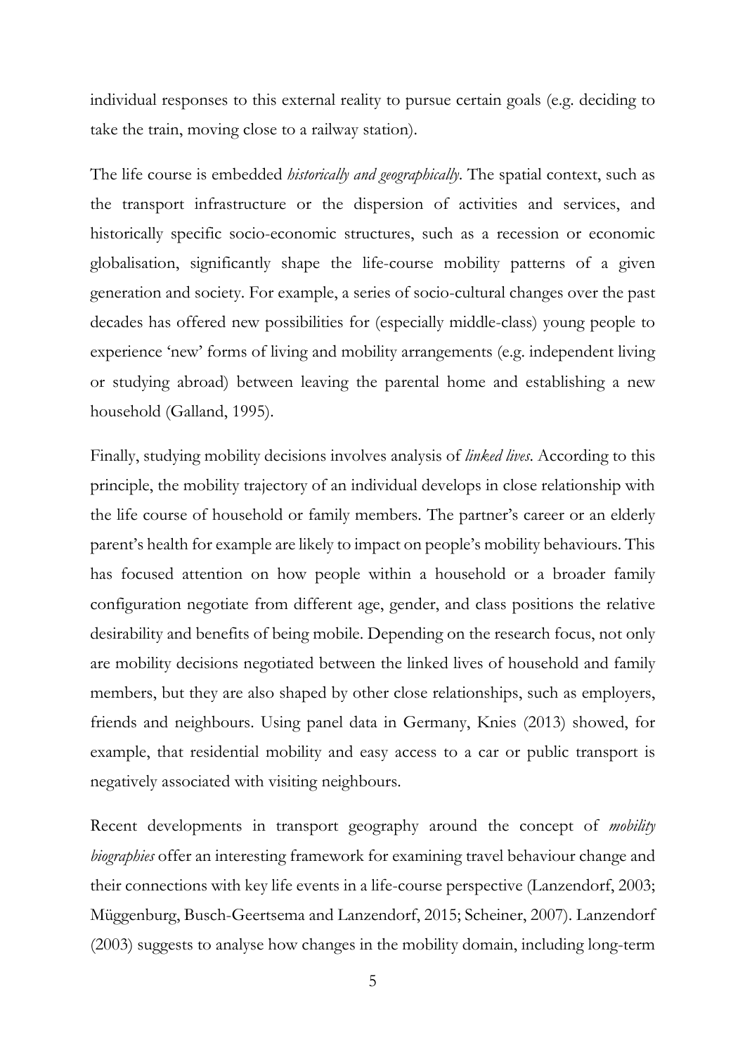individual responses to this external reality to pursue certain goals (e.g. deciding to take the train, moving close to a railway station).

The life course is embedded *historically and geographically*. The spatial context, such as the transport infrastructure or the dispersion of activities and services, and historically specific socio-economic structures, such as a recession or economic globalisation, significantly shape the life-course mobility patterns of a given generation and society. For example, a series of socio-cultural changes over the past decades has offered new possibilities for (especially middle-class) young people to experience 'new' forms of living and mobility arrangements (e.g. independent living or studying abroad) between leaving the parental home and establishing a new household (Galland, 1995).

Finally, studying mobility decisions involves analysis of *linked lives*. According to this principle, the mobility trajectory of an individual develops in close relationship with the life course of household or family members. The partner's career or an elderly parent's health for example are likely to impact on people's mobility behaviours. This has focused attention on how people within a household or a broader family configuration negotiate from different age, gender, and class positions the relative desirability and benefits of being mobile. Depending on the research focus, not only are mobility decisions negotiated between the linked lives of household and family members, but they are also shaped by other close relationships, such as employers, friends and neighbours. Using panel data in Germany, Knies (2013) showed, for example, that residential mobility and easy access to a car or public transport is negatively associated with visiting neighbours.

Recent developments in transport geography around the concept of *mobility biographies* offer an interesting framework for examining travel behaviour change and their connections with key life events in a life-course perspective (Lanzendorf, 2003; Müggenburg, Busch-Geertsema and Lanzendorf, 2015; Scheiner, 2007). Lanzendorf (2003) suggests to analyse how changes in the mobility domain, including long-term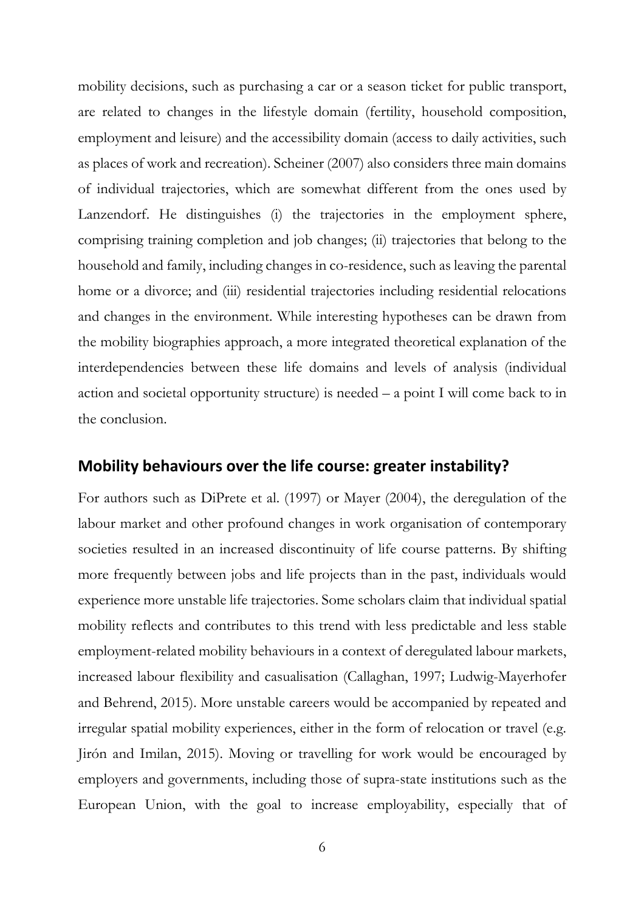mobility decisions, such as purchasing a car or a season ticket for public transport, are related to changes in the lifestyle domain (fertility, household composition, employment and leisure) and the accessibility domain (access to daily activities, such as places of work and recreation). Scheiner (2007) also considers three main domains of individual trajectories, which are somewhat different from the ones used by Lanzendorf. He distinguishes (i) the trajectories in the employment sphere, comprising training completion and job changes; (ii) trajectories that belong to the household and family, including changes in co-residence, such as leaving the parental home or a divorce; and (iii) residential trajectories including residential relocations and changes in the environment. While interesting hypotheses can be drawn from the mobility biographies approach, a more integrated theoretical explanation of the interdependencies between these life domains and levels of analysis (individual action and societal opportunity structure) is needed – a point I will come back to in the conclusion.

## Mobility behaviours over the life course: greater instability?

For authors such as DiPrete et al. (1997) or Mayer (2004), the deregulation of the labour market and other profound changes in work organisation of contemporary societies resulted in an increased discontinuity of life course patterns. By shifting more frequently between jobs and life projects than in the past, individuals would experience more unstable life trajectories. Some scholars claim that individual spatial mobility reflects and contributes to this trend with less predictable and less stable employment-related mobility behaviours in a context of deregulated labour markets, increased labour flexibility and casualisation (Callaghan, 1997; Ludwig-Mayerhofer and Behrend, 2015). More unstable careers would be accompanied by repeated and irregular spatial mobility experiences, either in the form of relocation or travel (e.g. Jirón and Imilan, 2015). Moving or travelling for work would be encouraged by employers and governments, including those of supra-state institutions such as the European Union, with the goal to increase employability, especially that of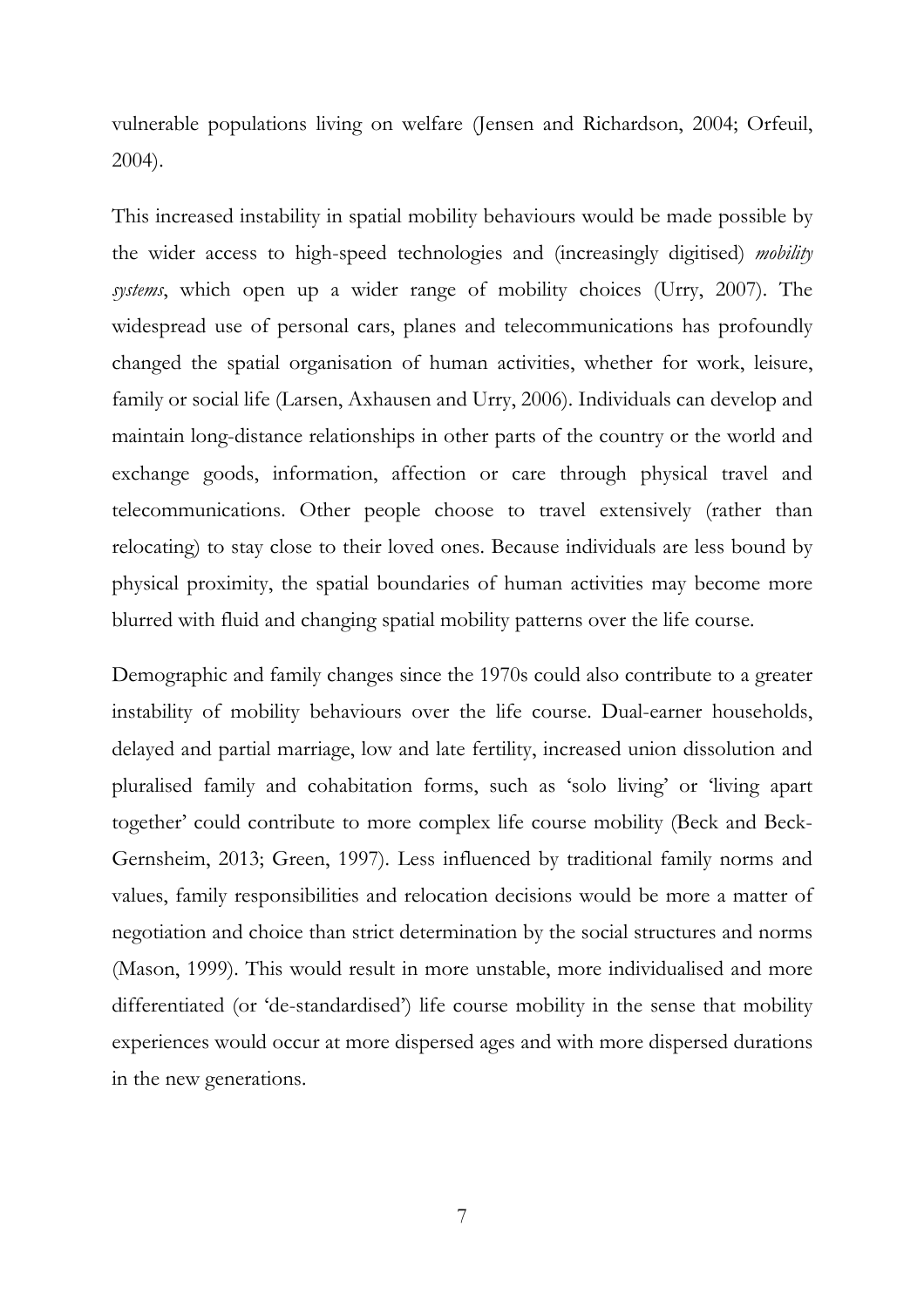vulnerable populations living on welfare (Jensen and Richardson, 2004; Orfeuil, 2004).

This increased instability in spatial mobility behaviours would be made possible by the wider access to high-speed technologies and (increasingly digitised) *mobility systems*, which open up a wider range of mobility choices (Urry, 2007). The widespread use of personal cars, planes and telecommunications has profoundly changed the spatial organisation of human activities, whether for work, leisure, family or social life (Larsen, Axhausen and Urry, 2006). Individuals can develop and maintain long-distance relationships in other parts of the country or the world and exchange goods, information, affection or care through physical travel and telecommunications. Other people choose to travel extensively (rather than relocating) to stay close to their loved ones. Because individuals are less bound by physical proximity, the spatial boundaries of human activities may become more blurred with fluid and changing spatial mobility patterns over the life course.

Demographic and family changes since the 1970s could also contribute to a greater instability of mobility behaviours over the life course. Dual-earner households, delayed and partial marriage, low and late fertility, increased union dissolution and pluralised family and cohabitation forms, such as 'solo living' or 'living apart together' could contribute to more complex life course mobility (Beck and Beck-Gernsheim, 2013; Green, 1997). Less influenced by traditional family norms and values, family responsibilities and relocation decisions would be more a matter of negotiation and choice than strict determination by the social structures and norms (Mason, 1999). This would result in more unstable, more individualised and more differentiated (or 'de-standardised') life course mobility in the sense that mobility experiences would occur at more dispersed ages and with more dispersed durations in the new generations.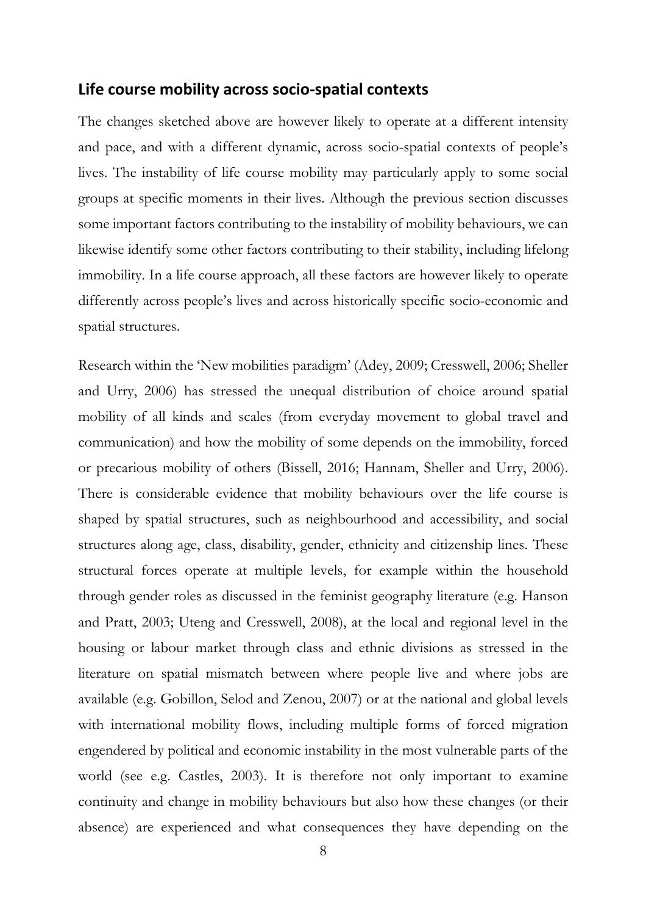## Life course mobility across socio-spatial contexts

The changes sketched above are however likely to operate at a different intensity and pace, and with a different dynamic, across socio-spatial contexts of people's lives. The instability of life course mobility may particularly apply to some social groups at specific moments in their lives. Although the previous section discusses some important factors contributing to the instability of mobility behaviours, we can likewise identify some other factors contributing to their stability, including lifelong immobility. In a life course approach, all these factors are however likely to operate differently across people's lives and across historically specific socio-economic and spatial structures.

Research within the 'New mobilities paradigm' (Adey, 2009; Cresswell, 2006; Sheller and Urry, 2006) has stressed the unequal distribution of choice around spatial mobility of all kinds and scales (from everyday movement to global travel and communication) and how the mobility of some depends on the immobility, forced or precarious mobility of others (Bissell, 2016; Hannam, Sheller and Urry, 2006). There is considerable evidence that mobility behaviours over the life course is shaped by spatial structures, such as neighbourhood and accessibility, and social structures along age, class, disability, gender, ethnicity and citizenship lines. These structural forces operate at multiple levels, for example within the household through gender roles as discussed in the feminist geography literature (e.g. Hanson and Pratt, 2003; Uteng and Cresswell, 2008), at the local and regional level in the housing or labour market through class and ethnic divisions as stressed in the literature on spatial mismatch between where people live and where jobs are available (e.g. Gobillon, Selod and Zenou, 2007) or at the national and global levels with international mobility flows, including multiple forms of forced migration engendered by political and economic instability in the most vulnerable parts of the world (see e.g. Castles, 2003). It is therefore not only important to examine continuity and change in mobility behaviours but also how these changes (or their absence) are experienced and what consequences they have depending on the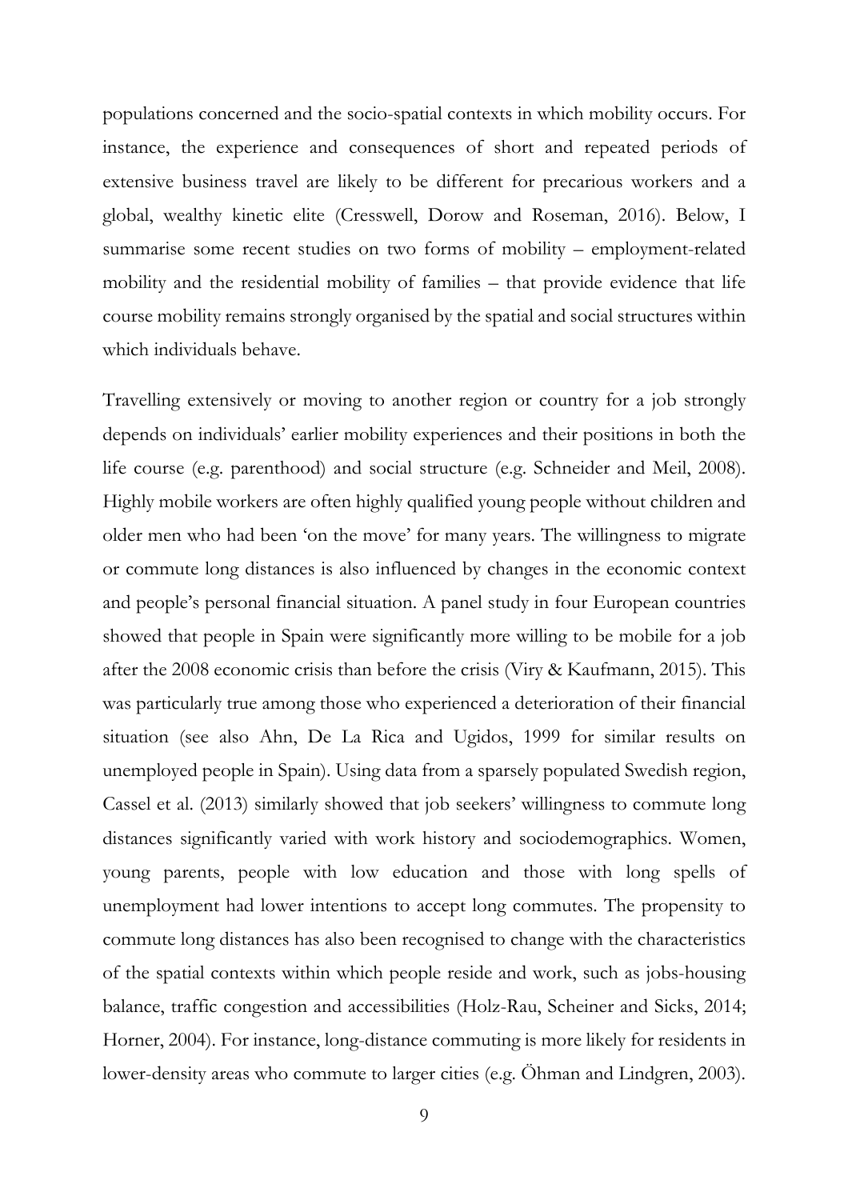populations concerned and the socio-spatial contexts in which mobility occurs. For instance, the experience and consequences of short and repeated periods of extensive business travel are likely to be different for precarious workers and a global, wealthy kinetic elite (Cresswell, Dorow and Roseman, 2016). Below, I summarise some recent studies on two forms of mobility – employment-related mobility and the residential mobility of families – that provide evidence that life course mobility remains strongly organised by the spatial and social structures within which individuals behave.

Travelling extensively or moving to another region or country for a job strongly depends on individuals' earlier mobility experiences and their positions in both the life course (e.g. parenthood) and social structure (e.g. Schneider and Meil, 2008). Highly mobile workers are often highly qualified young people without children and older men who had been 'on the move' for many years. The willingness to migrate or commute long distances is also influenced by changes in the economic context and people's personal financial situation. A panel study in four European countries showed that people in Spain were significantly more willing to be mobile for a job after the 2008 economic crisis than before the crisis (Viry & Kaufmann, 2015). This was particularly true among those who experienced a deterioration of their financial situation (see also Ahn, De La Rica and Ugidos, 1999 for similar results on unemployed people in Spain). Using data from a sparsely populated Swedish region, Cassel et al. (2013) similarly showed that job seekers' willingness to commute long distances significantly varied with work history and sociodemographics. Women, young parents, people with low education and those with long spells of unemployment had lower intentions to accept long commutes. The propensity to commute long distances has also been recognised to change with the characteristics of the spatial contexts within which people reside and work, such as jobs-housing balance, traffic congestion and accessibilities (Holz-Rau, Scheiner and Sicks, 2014; Horner, 2004). For instance, long-distance commuting is more likely for residents in lower-density areas who commute to larger cities (e.g. Öhman and Lindgren, 2003).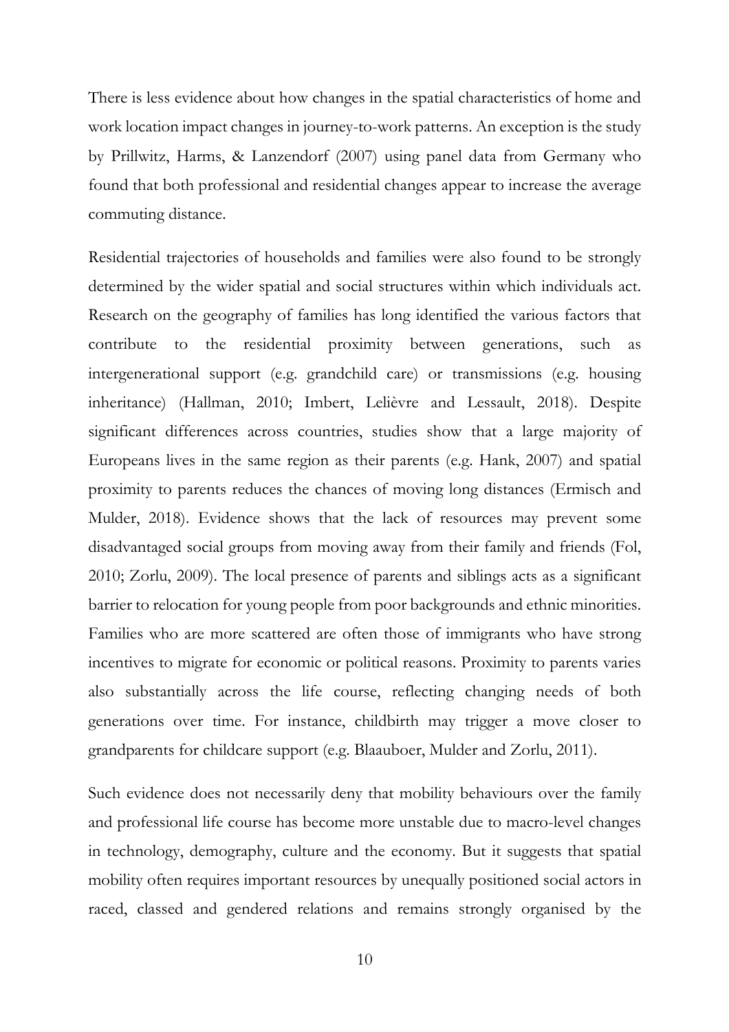There is less evidence about how changes in the spatial characteristics of home and work location impact changes in journey-to-work patterns. An exception is the study by Prillwitz, Harms, & Lanzendorf (2007) using panel data from Germany who found that both professional and residential changes appear to increase the average commuting distance.

Residential trajectories of households and families were also found to be strongly determined by the wider spatial and social structures within which individuals act. Research on the geography of families has long identified the various factors that contribute to the residential proximity between generations, such as intergenerational support (e.g. grandchild care) or transmissions (e.g. housing inheritance) (Hallman, 2010; Imbert, Lelièvre and Lessault, 2018). Despite significant differences across countries, studies show that a large majority of Europeans lives in the same region as their parents (e.g. Hank, 2007) and spatial proximity to parents reduces the chances of moving long distances (Ermisch and Mulder, 2018). Evidence shows that the lack of resources may prevent some disadvantaged social groups from moving away from their family and friends (Fol, 2010; Zorlu, 2009). The local presence of parents and siblings acts as a significant barrier to relocation for young people from poor backgrounds and ethnic minorities. Families who are more scattered are often those of immigrants who have strong incentives to migrate for economic or political reasons. Proximity to parents varies also substantially across the life course, reflecting changing needs of both generations over time. For instance, childbirth may trigger a move closer to grandparents for childcare support (e.g. Blaauboer, Mulder and Zorlu, 2011).

Such evidence does not necessarily deny that mobility behaviours over the family and professional life course has become more unstable due to macro-level changes in technology, demography, culture and the economy. But it suggests that spatial mobility often requires important resources by unequally positioned social actors in raced, classed and gendered relations and remains strongly organised by the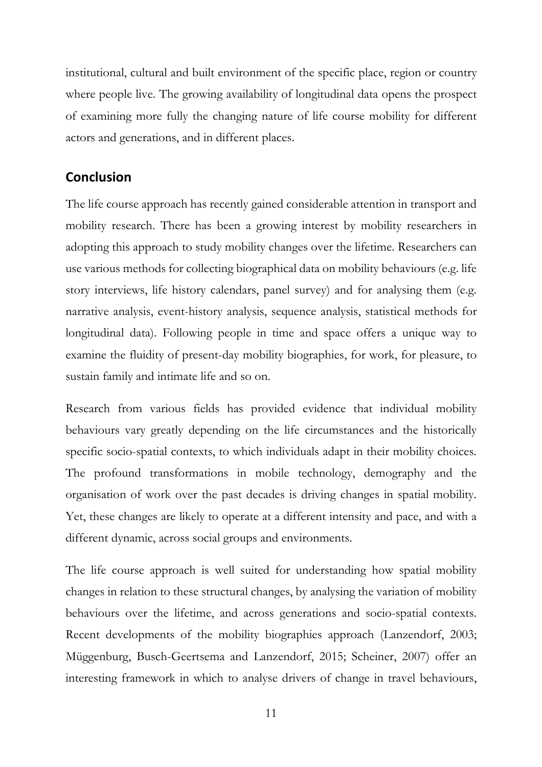institutional, cultural and built environment of the specific place, region or country where people live. The growing availability of longitudinal data opens the prospect of examining more fully the changing nature of life course mobility for different actors and generations, and in different places.

## Conclusion

The life course approach has recently gained considerable attention in transport and mobility research. There has been a growing interest by mobility researchers in adopting this approach to study mobility changes over the lifetime. Researchers can use various methods for collecting biographical data on mobility behaviours (e.g. life story interviews, life history calendars, panel survey) and for analysing them (e.g. narrative analysis, event-history analysis, sequence analysis, statistical methods for longitudinal data). Following people in time and space offers a unique way to examine the fluidity of present-day mobility biographies, for work, for pleasure, to sustain family and intimate life and so on.

Research from various fields has provided evidence that individual mobility behaviours vary greatly depending on the life circumstances and the historically specific socio-spatial contexts, to which individuals adapt in their mobility choices. The profound transformations in mobile technology, demography and the organisation of work over the past decades is driving changes in spatial mobility. Yet, these changes are likely to operate at a different intensity and pace, and with a different dynamic, across social groups and environments.

The life course approach is well suited for understanding how spatial mobility changes in relation to these structural changes, by analysing the variation of mobility behaviours over the lifetime, and across generations and socio-spatial contexts. Recent developments of the mobility biographies approach (Lanzendorf, 2003; Müggenburg, Busch-Geertsema and Lanzendorf, 2015; Scheiner, 2007) offer an interesting framework in which to analyse drivers of change in travel behaviours,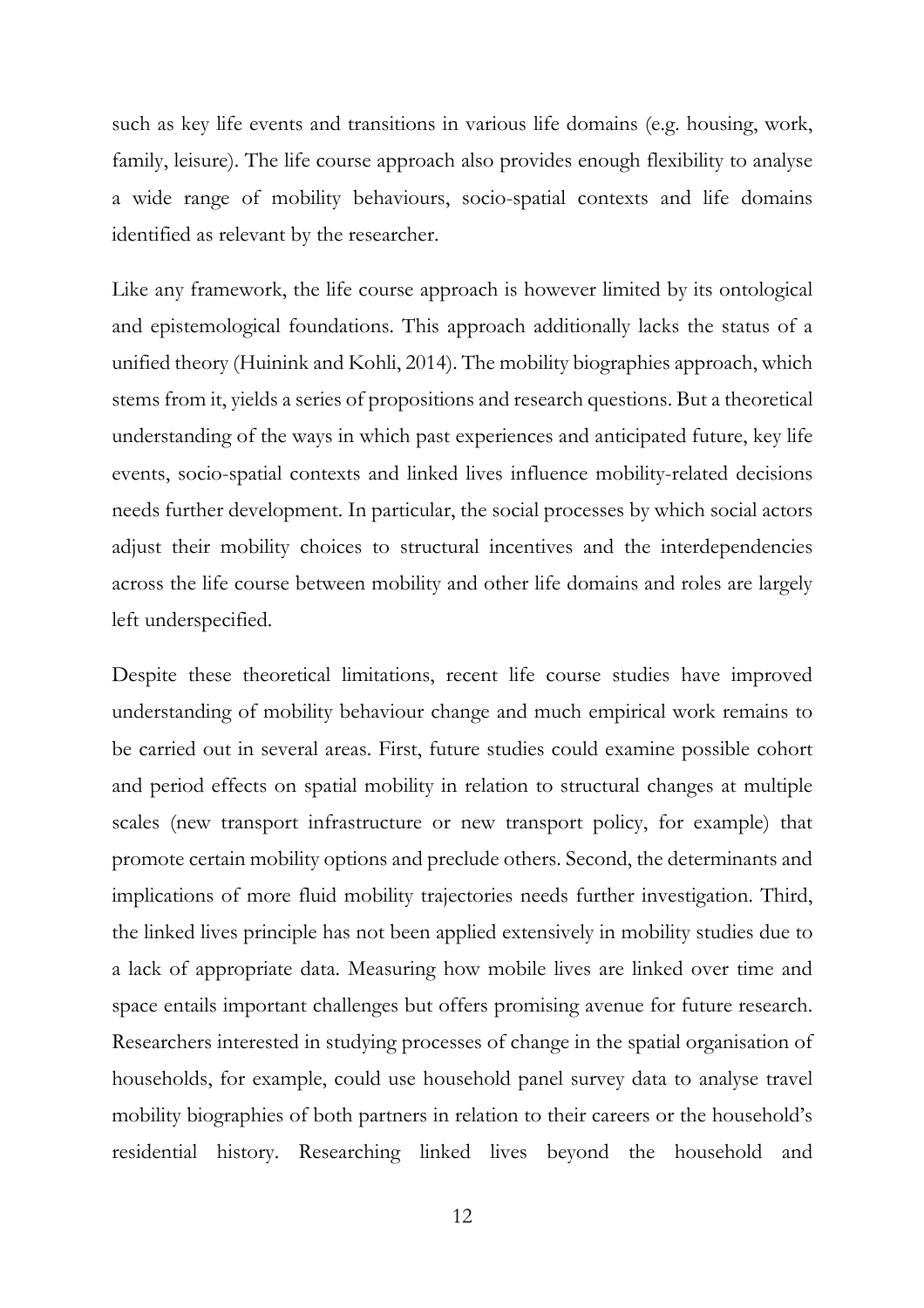such as key life events and transitions in various life domains (e.g. housing, work, family, leisure). The life course approach also provides enough flexibility to analyse a wide range of mobility behaviours, socio-spatial contexts and life domains identified as relevant by the researcher.

Like any framework, the life course approach is however limited by its ontological and epistemological foundations. This approach additionally lacks the status of a unified theory (Huinink and Kohli, 2014). The mobility biographies approach, which stems from it, yields a series of propositions and research questions. But a theoretical understanding of the ways in which past experiences and anticipated future, key life events, socio-spatial contexts and linked lives influence mobility-related decisions needs further development. In particular, the social processes by which social actors adjust their mobility choices to structural incentives and the interdependencies across the life course between mobility and other life domains and roles are largely left underspecified.

Despite these theoretical limitations, recent life course studies have improved understanding of mobility behaviour change and much empirical work remains to be carried out in several areas. First, future studies could examine possible cohort and period effects on spatial mobility in relation to structural changes at multiple scales (new transport infrastructure or new transport policy, for example) that promote certain mobility options and preclude others. Second, the determinants and implications of more fluid mobility trajectories needs further investigation. Third, the linked lives principle has not been applied extensively in mobility studies due to a lack of appropriate data. Measuring how mobile lives are linked over time and space entails important challenges but offers promising avenue for future research. Researchers interested in studying processes of change in the spatial organisation of households, for example, could use household panel survey data to analyse travel mobility biographies of both partners in relation to their careers or the household's residential history. Researching linked lives beyond the household and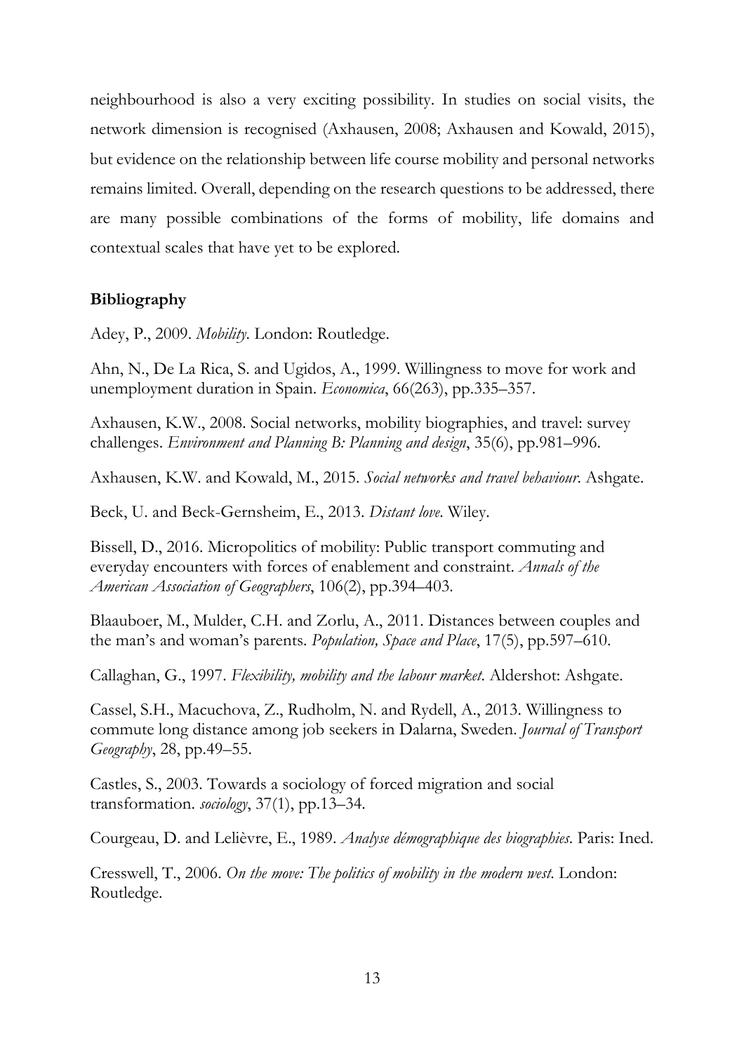neighbourhood is also a very exciting possibility. In studies on social visits, the network dimension is recognised (Axhausen, 2008; Axhausen and Kowald, 2015), but evidence on the relationship between life course mobility and personal networks remains limited. Overall, depending on the research questions to be addressed, there are many possible combinations of the forms of mobility, life domains and contextual scales that have yet to be explored.

## Bibliography

Adey, P., 2009. *Mobility*. London: Routledge.

Ahn, N., De La Rica, S. and Ugidos, A., 1999. Willingness to move for work and unemployment duration in Spain. *Economica*, 66(263), pp.335–357.

Axhausen, K.W., 2008. Social networks, mobility biographies, and travel: survey challenges. *Environment and Planning B: Planning and design*, 35(6), pp.981–996.

Axhausen, K.W. and Kowald, M., 2015. *Social networks and travel behaviour*. Ashgate.

Beck, U. and Beck-Gernsheim, E., 2013. *Distant love*. Wiley.

Bissell, D., 2016. Micropolitics of mobility: Public transport commuting and everyday encounters with forces of enablement and constraint. *Annals of the American Association of Geographers*, 106(2), pp.394–403.

Blaauboer, M., Mulder, C.H. and Zorlu, A., 2011. Distances between couples and the man's and woman's parents. *Population, Space and Place*, 17(5), pp.597–610.

Callaghan, G., 1997. *Flexibility, mobility and the labour market*. Aldershot: Ashgate.

Cassel, S.H., Macuchova, Z., Rudholm, N. and Rydell, A., 2013. Willingness to commute long distance among job seekers in Dalarna, Sweden. *Journal of Transport Geography*, 28, pp.49–55.

Castles, S., 2003. Towards a sociology of forced migration and social transformation. *sociology*, 37(1), pp.13–34.

Courgeau, D. and Lelièvre, E., 1989. *Analyse démographique des biographies*. Paris: Ined.

Cresswell, T., 2006. *On the move: The politics of mobility in the modern west*. London: Routledge.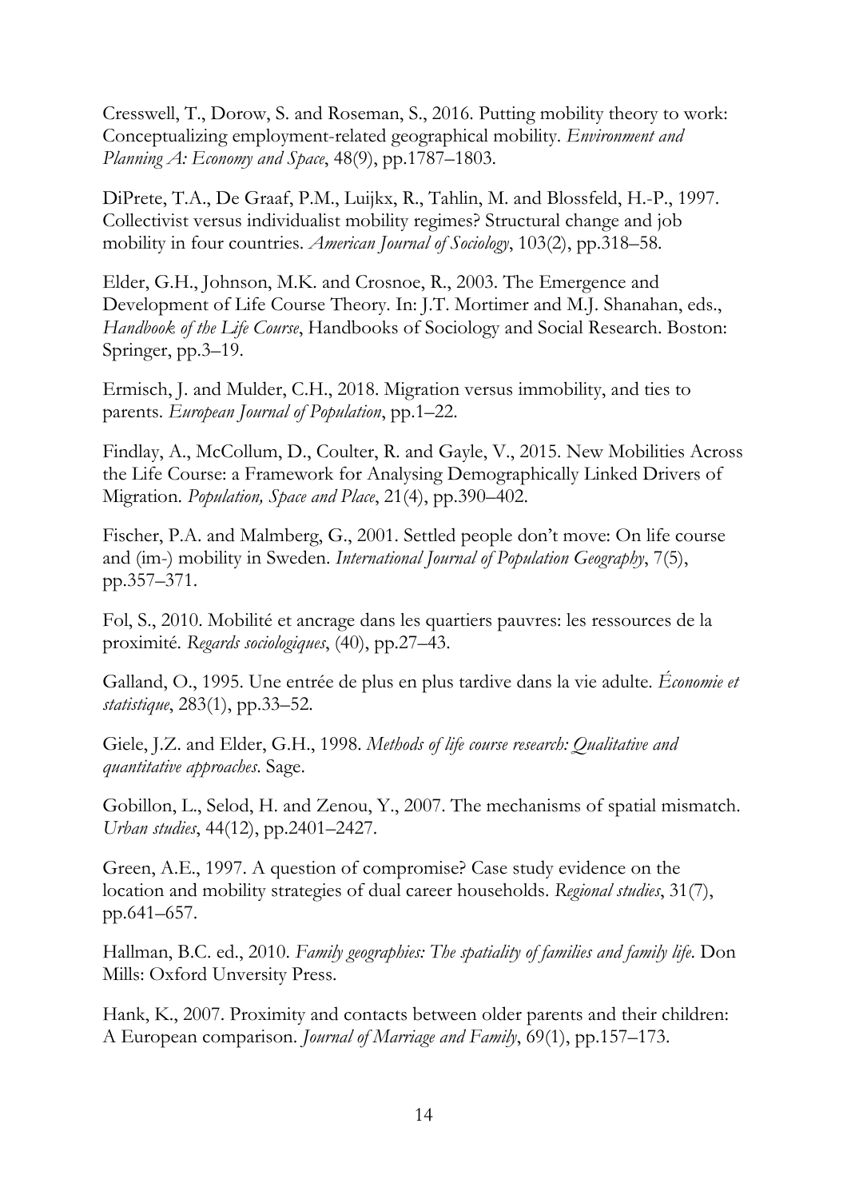Cresswell, T., Dorow, S. and Roseman, S., 2016. Putting mobility theory to work: Conceptualizing employment-related geographical mobility. *Environment and Planning A: Economy and Space*, 48(9), pp.1787–1803.

DiPrete, T.A., De Graaf, P.M., Luijkx, R., Tahlin, M. and Blossfeld, H.-P., 1997. Collectivist versus individualist mobility regimes? Structural change and job mobility in four countries. *American Journal of Sociology*, 103(2), pp.318–58.

Elder, G.H., Johnson, M.K. and Crosnoe, R., 2003. The Emergence and Development of Life Course Theory. In: J.T. Mortimer and M.J. Shanahan, eds., *Handbook of the Life Course*, Handbooks of Sociology and Social Research. Boston: Springer, pp.3–19.

Ermisch, J. and Mulder, C.H., 2018. Migration versus immobility, and ties to parents. *European Journal of Population*, pp.1–22.

Findlay, A., McCollum, D., Coulter, R. and Gayle, V., 2015. New Mobilities Across the Life Course: a Framework for Analysing Demographically Linked Drivers of Migration. *Population, Space and Place*, 21(4), pp.390–402.

Fischer, P.A. and Malmberg, G., 2001. Settled people don't move: On life course and (im-) mobility in Sweden. *International Journal of Population Geography*, 7(5), pp.357–371.

Fol, S., 2010. Mobilité et ancrage dans les quartiers pauvres: les ressources de la proximité. *Regards sociologiques*, (40), pp.27–43.

Galland, O., 1995. Une entrée de plus en plus tardive dans la vie adulte. *Économie et statistique*, 283(1), pp.33–52.

Giele, J.Z. and Elder, G.H., 1998. *Methods of life course research: Qualitative and quantitative approaches*. Sage.

Gobillon, L., Selod, H. and Zenou, Y., 2007. The mechanisms of spatial mismatch. *Urban studies*, 44(12), pp.2401–2427.

Green, A.E., 1997. A question of compromise? Case study evidence on the location and mobility strategies of dual career households. *Regional studies*, 31(7), pp.641–657.

Hallman, B.C. ed., 2010. *Family geographies: The spatiality of families and family life*. Don Mills: Oxford Unversity Press.

Hank, K., 2007. Proximity and contacts between older parents and their children: A European comparison. *Journal of Marriage and Family*, 69(1), pp.157–173.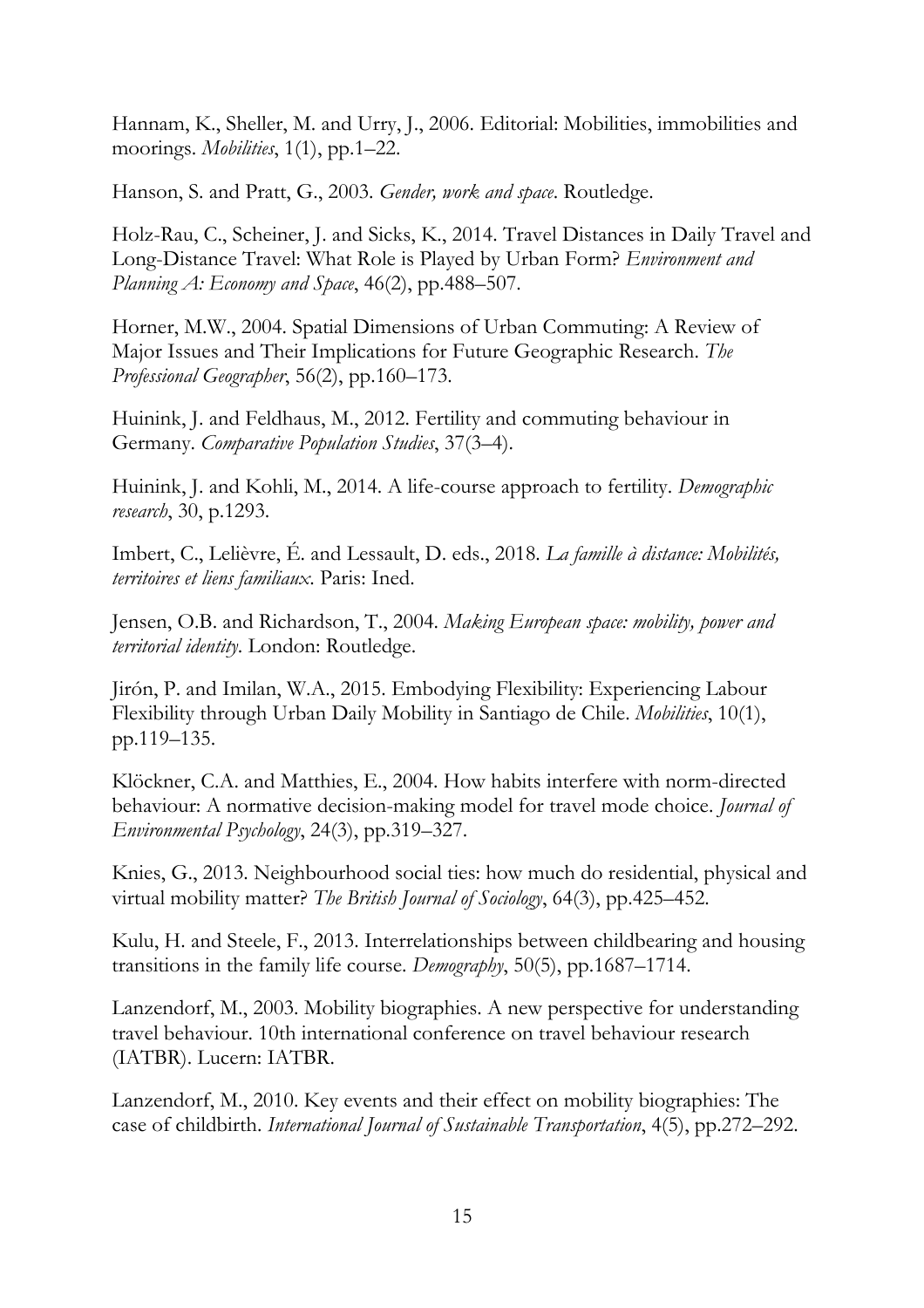Hannam, K., Sheller, M. and Urry, J., 2006. Editorial: Mobilities, immobilities and moorings. *Mobilities*, 1(1), pp.1–22.

Hanson, S. and Pratt, G., 2003. *Gender, work and space*. Routledge.

Holz-Rau, C., Scheiner, J. and Sicks, K., 2014. Travel Distances in Daily Travel and Long-Distance Travel: What Role is Played by Urban Form? *Environment and Planning A: Economy and Space*, 46(2), pp.488–507.

Horner, M.W., 2004. Spatial Dimensions of Urban Commuting: A Review of Major Issues and Their Implications for Future Geographic Research. *The Professional Geographer*, 56(2), pp.160–173.

Huinink, J. and Feldhaus, M., 2012. Fertility and commuting behaviour in Germany. *Comparative Population Studies*, 37(3–4).

Huinink, J. and Kohli, M., 2014. A life-course approach to fertility. *Demographic research*, 30, p.1293.

Imbert, C., Lelièvre, É. and Lessault, D. eds., 2018. *La famille à distance: Mobilités, territoires et liens familiaux*. Paris: Ined.

Jensen, O.B. and Richardson, T., 2004. *Making European space: mobility, power and territorial identity*. London: Routledge.

Jirón, P. and Imilan, W.A., 2015. Embodying Flexibility: Experiencing Labour Flexibility through Urban Daily Mobility in Santiago de Chile. *Mobilities*, 10(1), pp.119–135.

Klöckner, C.A. and Matthies, E., 2004. How habits interfere with norm-directed behaviour: A normative decision-making model for travel mode choice. *Journal of Environmental Psychology*, 24(3), pp.319–327.

Knies, G., 2013. Neighbourhood social ties: how much do residential, physical and virtual mobility matter? *The British Journal of Sociology*, 64(3), pp.425–452.

Kulu, H. and Steele, F., 2013. Interrelationships between childbearing and housing transitions in the family life course. *Demography*, 50(5), pp.1687–1714.

Lanzendorf, M., 2003. Mobility biographies. A new perspective for understanding travel behaviour. 10th international conference on travel behaviour research (IATBR). Lucern: IATBR.

Lanzendorf, M., 2010. Key events and their effect on mobility biographies: The case of childbirth. *International Journal of Sustainable Transportation*, 4(5), pp.272–292.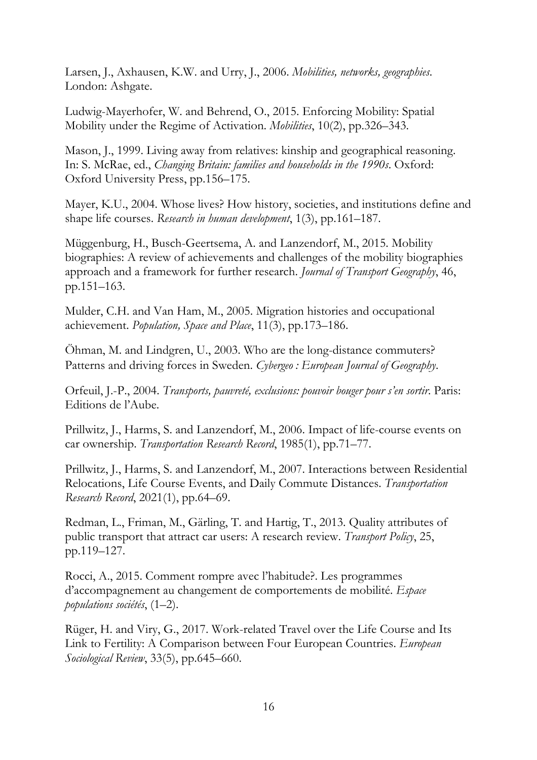Larsen, J., Axhausen, K.W. and Urry, J., 2006. *Mobilities, networks, geographies*. London: Ashgate.

Ludwig-Mayerhofer, W. and Behrend, O., 2015. Enforcing Mobility: Spatial Mobility under the Regime of Activation. *Mobilities*, 10(2), pp.326–343.

Mason, J., 1999. Living away from relatives: kinship and geographical reasoning. In: S. McRae, ed., *Changing Britain: families and households in the 1990s*. Oxford: Oxford University Press, pp.156–175.

Mayer, K.U., 2004. Whose lives? How history, societies, and institutions define and shape life courses. *Research in human development*, 1(3), pp.161–187.

Müggenburg, H., Busch-Geertsema, A. and Lanzendorf, M., 2015. Mobility biographies: A review of achievements and challenges of the mobility biographies approach and a framework for further research. *Journal of Transport Geography*, 46, pp.151–163.

Mulder, C.H. and Van Ham, M., 2005. Migration histories and occupational achievement. *Population, Space and Place*, 11(3), pp.173–186.

Öhman, M. and Lindgren, U., 2003. Who are the long-distance commuters? Patterns and driving forces in Sweden. *Cybergeo : European Journal of Geography*.

Orfeuil, J.-P., 2004. *Transports, pauvreté, exclusions: pouvoir bouger pour s'en sortir*. Paris: Editions de l'Aube.

Prillwitz, J., Harms, S. and Lanzendorf, M., 2006. Impact of life-course events on car ownership. *Transportation Research Record*, 1985(1), pp.71–77.

Prillwitz, J., Harms, S. and Lanzendorf, M., 2007. Interactions between Residential Relocations, Life Course Events, and Daily Commute Distances. *Transportation Research Record*, 2021(1), pp.64–69.

Redman, L., Friman, M., Gärling, T. and Hartig, T., 2013. Quality attributes of public transport that attract car users: A research review. *Transport Policy*, 25, pp.119–127.

Rocci, A., 2015. Comment rompre avec l'habitude?. Les programmes d'accompagnement au changement de comportements de mobilité. *Espace populations sociétés*, (1–2).

Rüger, H. and Viry, G., 2017. Work-related Travel over the Life Course and Its Link to Fertility: A Comparison between Four European Countries. *European Sociological Review*, 33(5), pp.645–660.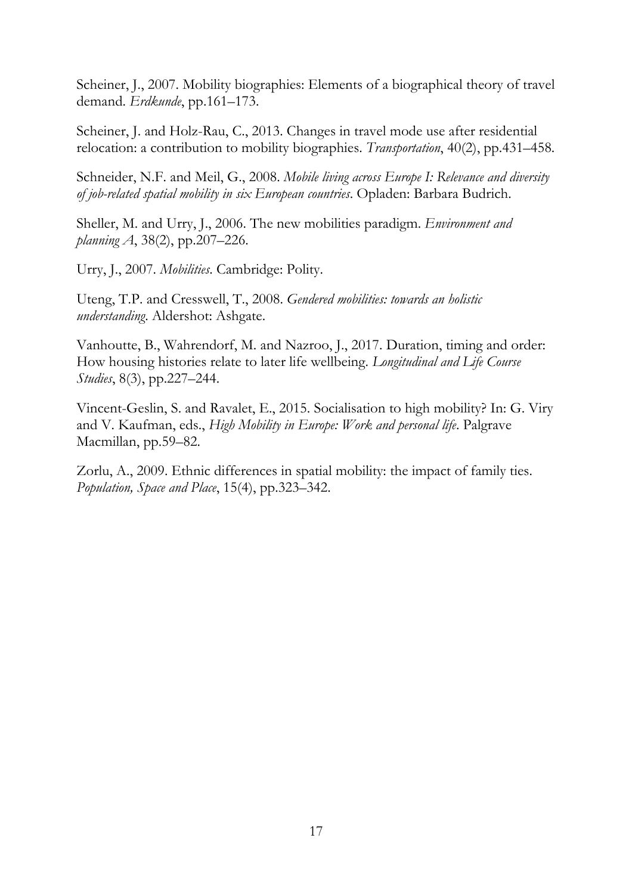Scheiner, J., 2007. Mobility biographies: Elements of a biographical theory of travel demand. *Erdkunde*, pp.161–173.

Scheiner, J. and Holz-Rau, C., 2013. Changes in travel mode use after residential relocation: a contribution to mobility biographies. *Transportation*, 40(2), pp.431–458.

Schneider, N.F. and Meil, G., 2008. *Mobile living across Europe I: Relevance and diversity of job-related spatial mobility in six European countries*. Opladen: Barbara Budrich.

Sheller, M. and Urry, J., 2006. The new mobilities paradigm. *Environment and planning A*, 38(2), pp.207–226.

Urry, J., 2007. *Mobilities*. Cambridge: Polity.

Uteng, T.P. and Cresswell, T., 2008. *Gendered mobilities: towards an holistic understanding*. Aldershot: Ashgate.

Vanhoutte, B., Wahrendorf, M. and Nazroo, J., 2017. Duration, timing and order: How housing histories relate to later life wellbeing. *Longitudinal and Life Course Studies*, 8(3), pp.227–244.

Vincent-Geslin, S. and Ravalet, E., 2015. Socialisation to high mobility? In: G. Viry and V. Kaufman, eds., *High Mobility in Europe: Work and personal life*. Palgrave Macmillan, pp.59–82.

Zorlu, A., 2009. Ethnic differences in spatial mobility: the impact of family ties. *Population, Space and Place*, 15(4), pp.323–342.